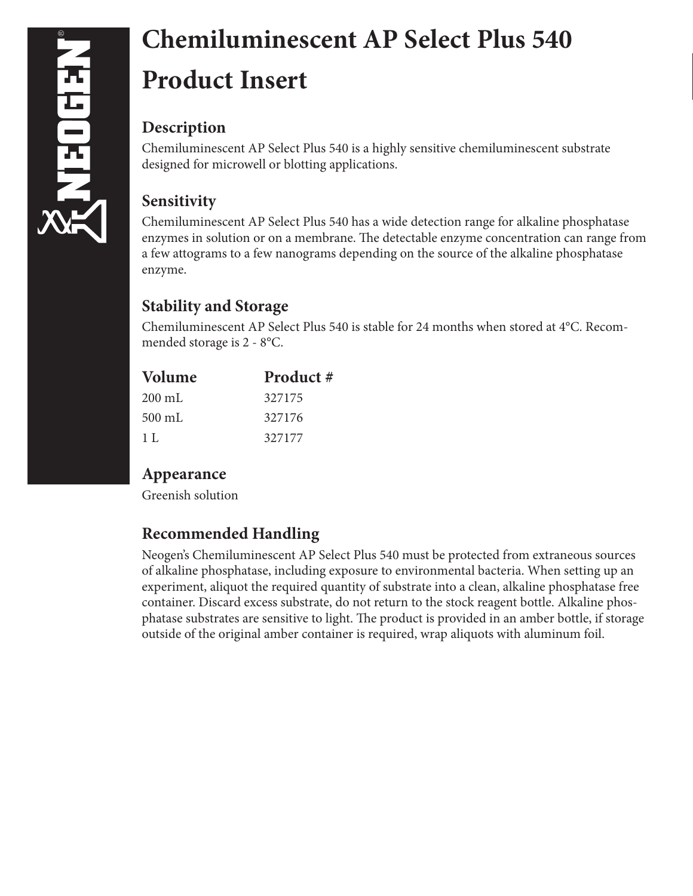# Chemiluminescent AP Select Plus 540 Product Insert

## Description

Chemiluminescent AP Select Plus 540 is a highly sensitive chemiluminescent substrate designed for microwell or blotting applications.

## Sensitivity

Chemiluminescent AP Select Plus 540 has a wide detection range for alkaline phosphatase enzymes in solution or on a membrane. The detectable enzyme concentration can range from a few attograms to a few nanograms depending on the source of the alkaline phosphatase enzyme.

## Stability and Storage

Chemiluminescent AP Select Plus 540 is stable for 24 months when stored at 4°C. Recommended storage is 2 - 8°C.

| Volume | Product # |
|---|---|
| 200 mL | 327175 |
| 500 mL | 327176 |
| 1 L | 327177 |

## Appearance

Greenish solution

## Recommended Handling

Neogen's Chemiluminescent AP Select Plus 540 must be protected from extraneous sources of alkaline phosphatase, including exposure to environmental bacteria. When setting up an experiment, aliquot the required quantity of substrate into a clean, alkaline phosphatase free container. Discard excess substrate, do not return to the stock reagent bottle. Alkaline phosphatase substrates are sensitive to light. The product is provided in an amber bottle, if storage outside of the original amber container is required, wrap aliquots with aluminum foil.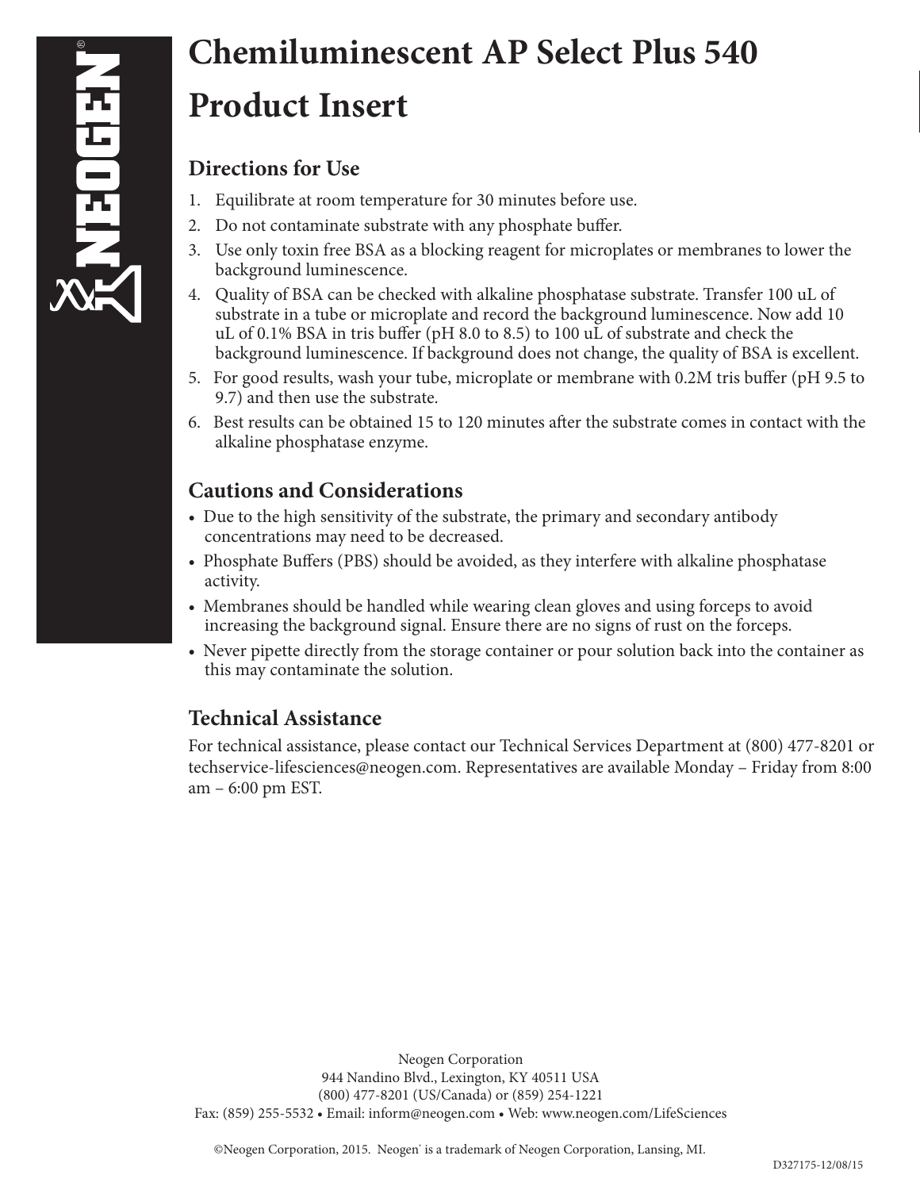# Chemiluminescent AP Select Plus 540 Product Insert

## Directions for Use

1. Equilibrate at room temperature for 30 minutes before use.
2. Do not contaminate substrate with any phosphate buffer.
3. Use only toxin free BSA as a blocking reagent for microplates or membranes to lower the background luminescence.
4. Quality of BSA can be checked with alkaline phosphatase substrate. Transfer 100 uL of substrate in a tube or microplate and record the background luminescence. Now add 10 uL of 0.1% BSA in tris buffer (pH 8.0 to 8.5) to 100 uL of substrate and check the background luminescence. If background does not change, the quality of BSA is excellent.
5. For good results, wash your tube, microplate or membrane with 0.2M tris buffer (pH 9.5 to 9.7) and then use the substrate.
6. Best results can be obtained 15 to 120 minutes after the substrate comes in contact with the alkaline phosphatase enzyme.

## Cautions and Considerations

- Due to the high sensitivity of the substrate, the primary and secondary antibody concentrations may need to be decreased.
- Phosphate Buffers (PBS) should be avoided, as they interfere with alkaline phosphatase activity.
- Membranes should be handled while wearing clean gloves and using forceps to avoid increasing the background signal. Ensure there are no signs of rust on the forceps.
- Never pipette directly from the storage container or pour solution back into the container as this may contaminate the solution.

## Technical Assistance

For technical assistance, please contact our Technical Services Department at (800) 477-8201 or techservice-lifesciences@neogen.com. Representatives are available Monday – Friday from 8:00 am – 6:00 pm EST.

Neogen Corporation
944 Nandino Blvd., Lexington, KY 40511 USA
(800) 477-8201 (US/Canada) or (859) 254-1221
Fax: (859) 255-5532 • Email: inform@neogen.com • Web: www.neogen.com/LifeSciences

©Neogen Corporation, 2015. Neogen® is a trademark of Neogen Corporation, Lansing, MI.

D327175-12/08/15